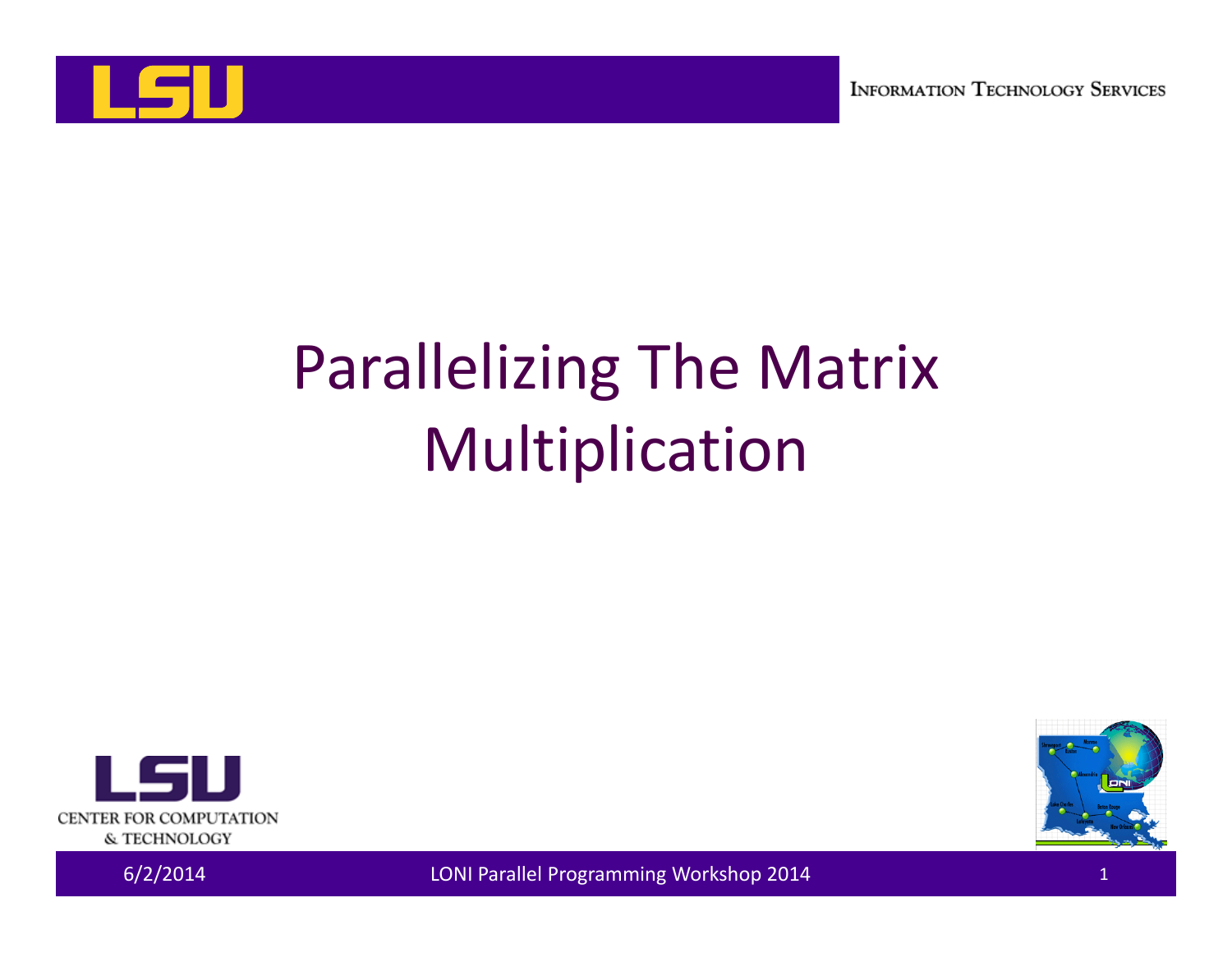# Parallelizing The Matrix Multiplication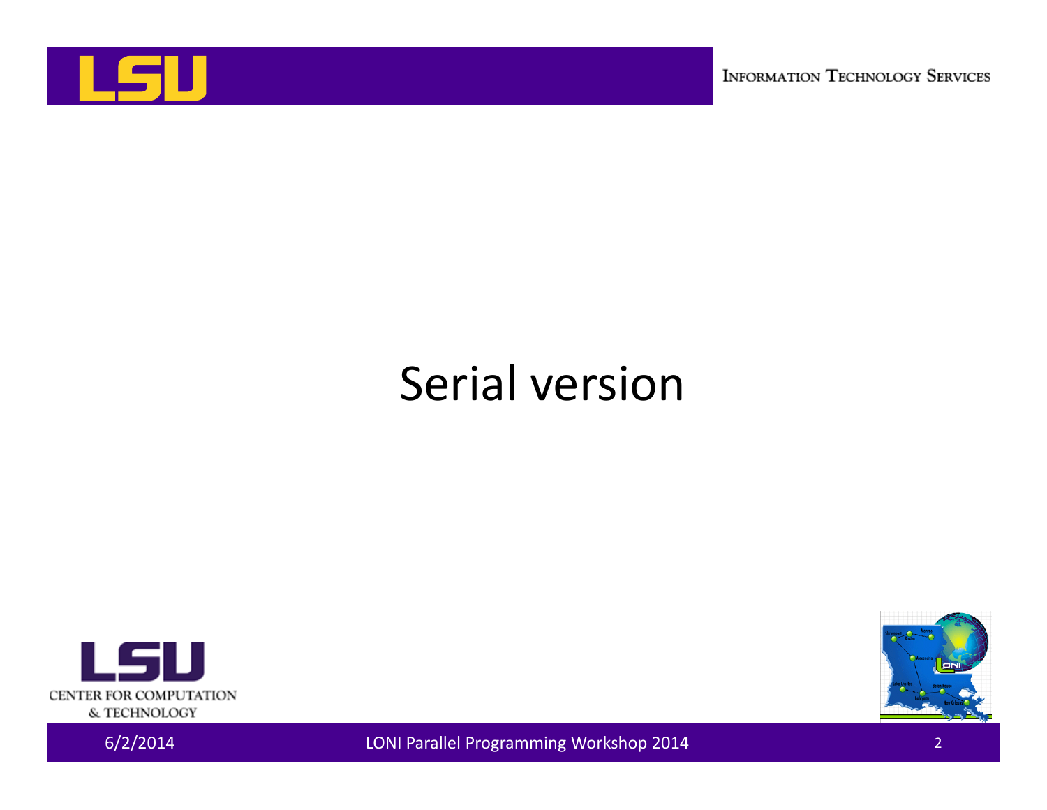# Serial version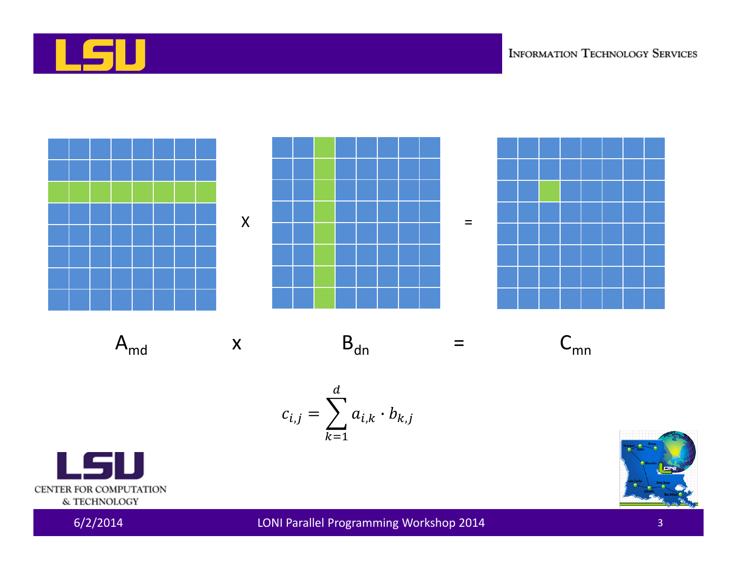$A_{md}$ x $B_{dn}$ = $C_{mn}$

$$c_{i,j} = \sum_{k=1}^{d} a_{i,k} \cdot b_{k,j}$$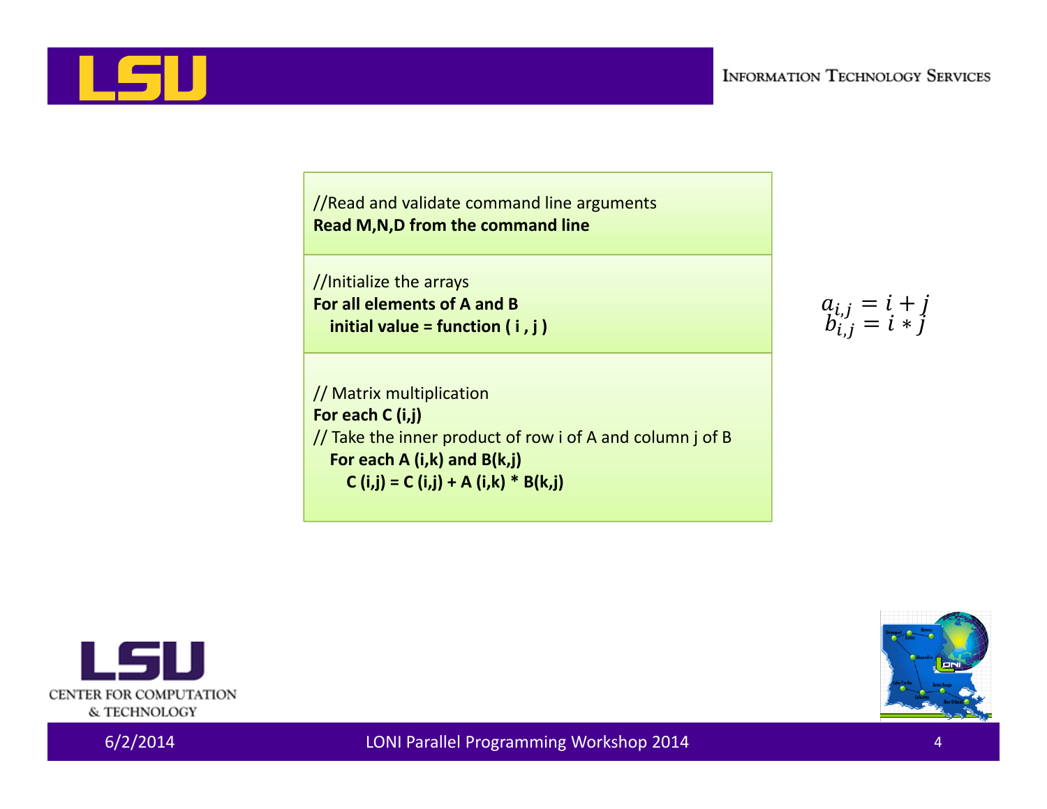```
//Read and validate command line arguments
Read M,N,D from the command line

//Initialize the arrays
For all elements of A and B
   initial value = function ( i , j )

// Matrix multiplication
For each C (i,j)
// Take the inner product of row i of A and column j of B
   For each A (i,k) and B(k,j)
      C (i,j) = C (i,j) + A (i,k) * B(k,j)
```

$$a_{i,j} = i + j$$
$$b_{i,j} = i * j$$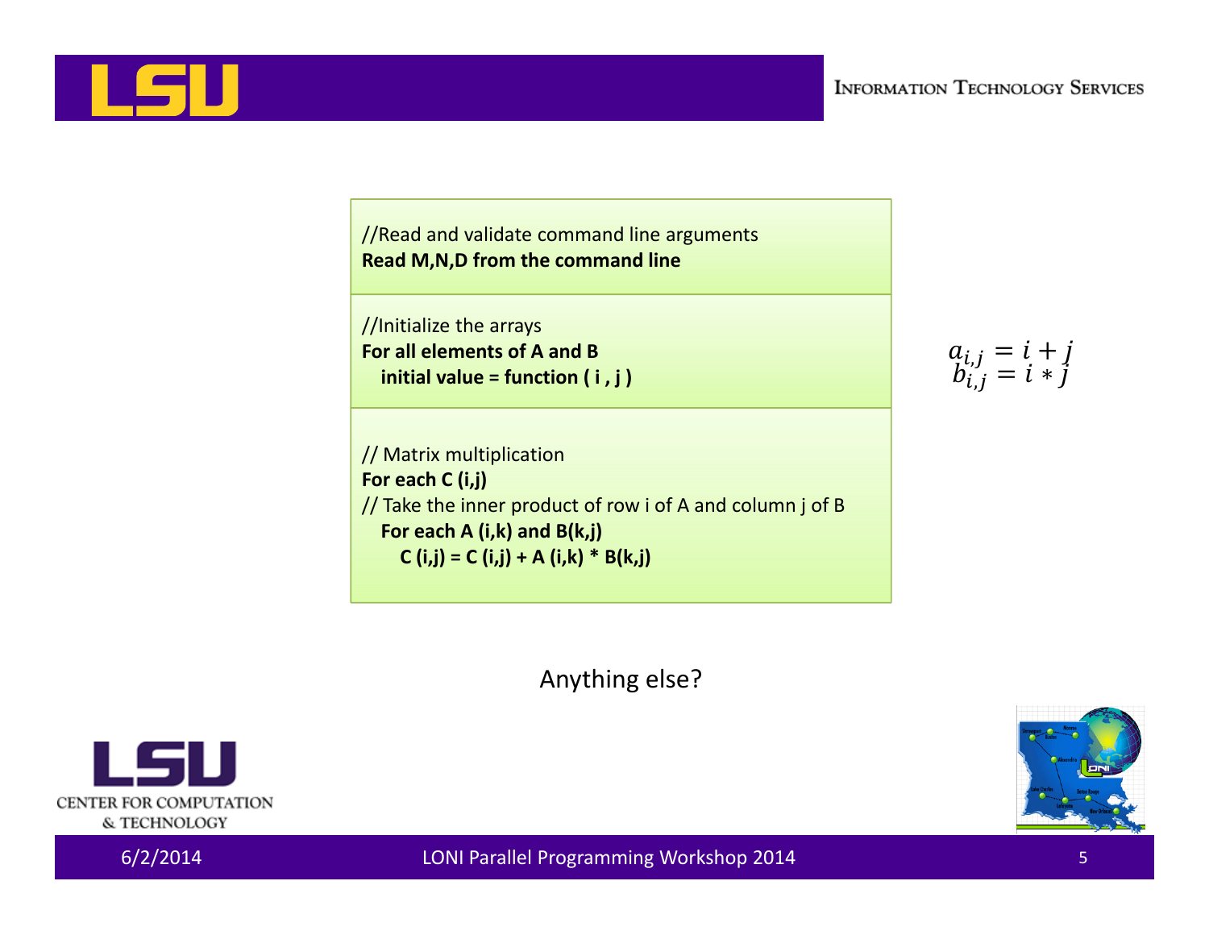```
//Read and validate command line arguments
Read M,N,D from the command line

//Initialize the arrays
For all elements of A and B
   initial value = function ( i , j )

// Matrix multiplication
For each C (i,j)
// Take the inner product of row i of A and column j of B
   For each A (i,k) and B(k,j)
      C (i,j) = C (i,j) + A (i,k) * B(k,j)
```

$$a_{i,j} = i + j$$
$$b_{i,j} = i * j$$

Anything else?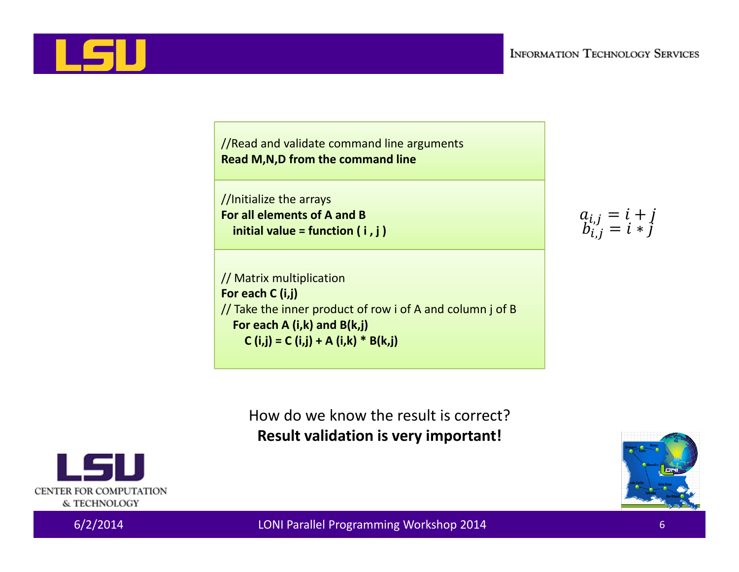```
//Read and validate command line arguments
Read M,N,D from the command line

//Initialize the arrays
For all elements of A and B
   initial value = function ( i , j )

// Matrix multiplication
For each C (i,j)
// Take the inner product of row i of A and column j of B
   For each A (i,k) and B(k,j)
      C (i,j) = C (i,j) + A (i,k) * B(k,j)
```

$$a_{i,j} = i + j$$
$$b_{i,j} = i * j$$

How do we know the result is correct?

**Result validation is very important!**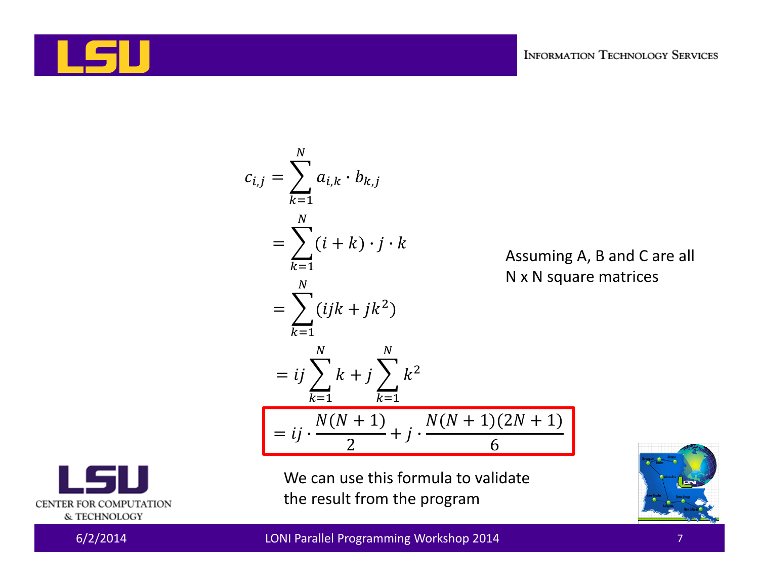$$
\begin{aligned}
c_{i,j} &= \sum_{k=1}^{N} a_{i,k} \cdot b_{k,j} \\
&= \sum_{k=1}^{N} (i+k) \cdot j \cdot k \\
&= \sum_{k=1}^{N} (ijk + jk^2) \\
&= ij \sum_{k=1}^{N} k + j \sum_{k=1}^{N} k^2 \\
&= ij \cdot \frac{N(N+1)}{2} + j \cdot \frac{N(N+1)(2N+1)}{6}
\end{aligned}
$$

Assuming A, B and C are all N x N square matrices

We can use this formula to validate the result from the program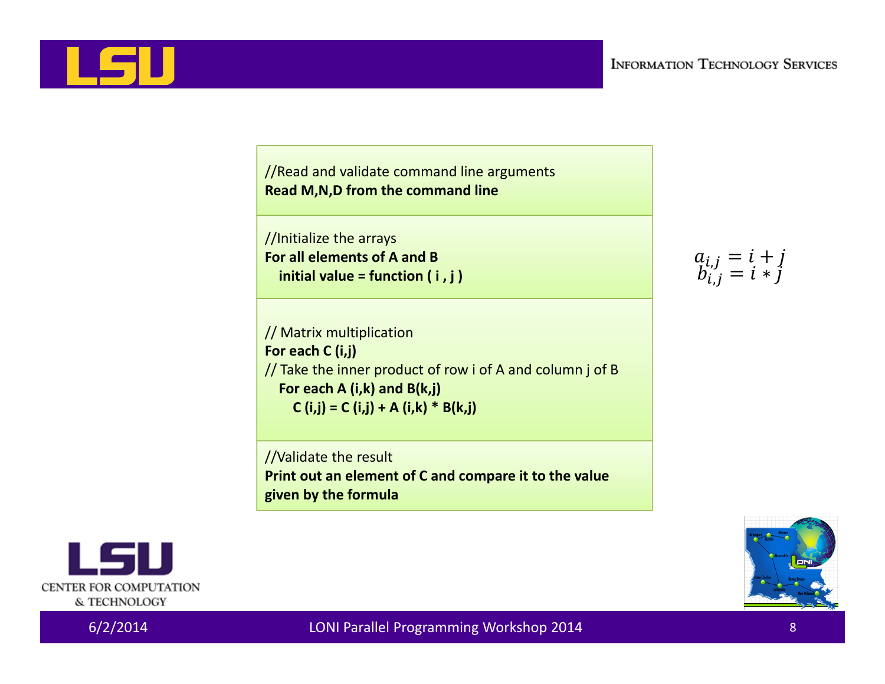```
//Read and validate command line arguments
Read M,N,D from the command line

//Initialize the arrays
For all elements of A and B
   initial value = function ( i , j )

// Matrix multiplication
For each C (i,j)
// Take the inner product of row i of A and column j of B
   For each A (i,k) and B(k,j)
      C (i,j) = C (i,j) + A (i,k) * B(k,j)

//Validate the result
Print out an element of C and compare it to the value
given by the formula
```

$$a_{i,j} = i + j$$
$$b_{i,j} = i * j$$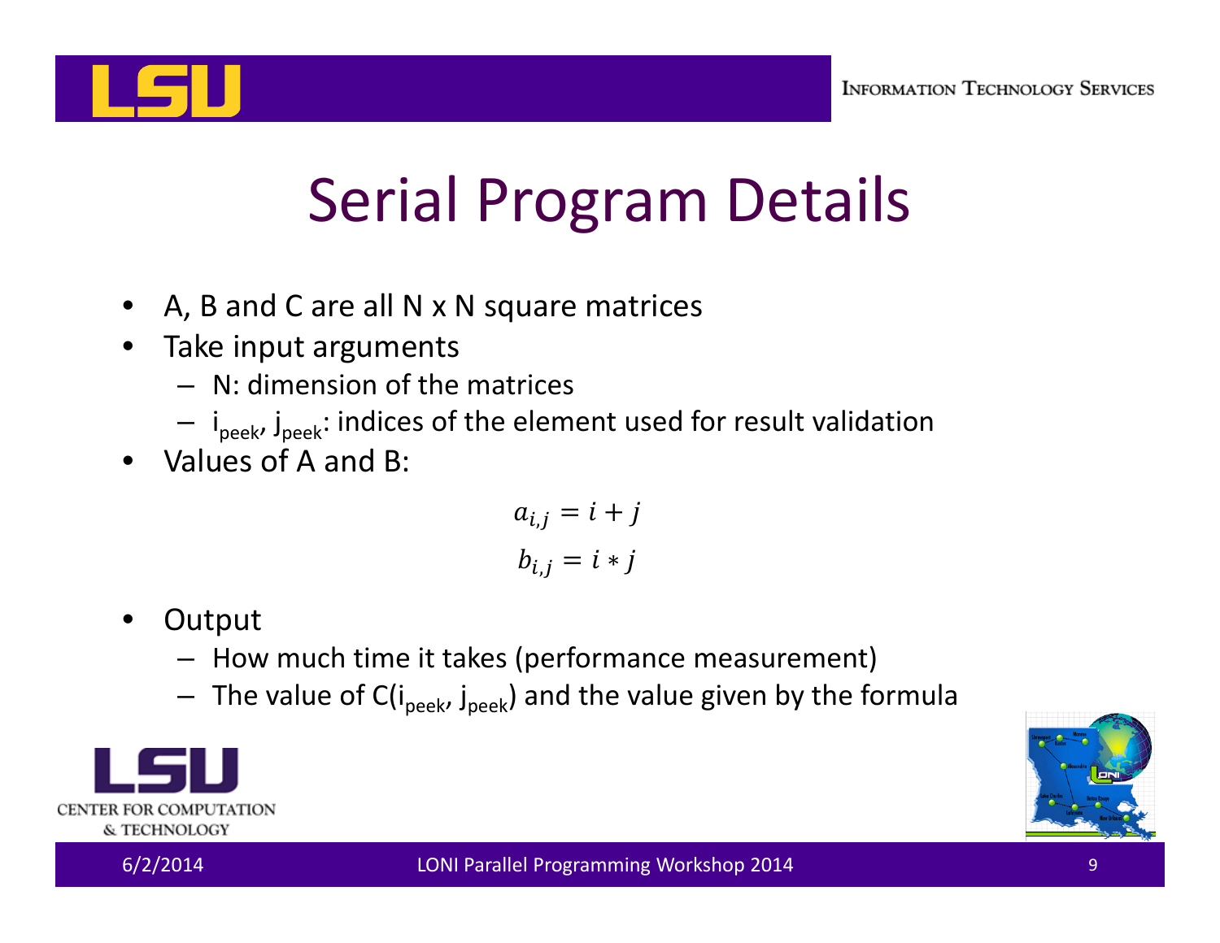# Serial Program Details

- A, B and C are all N x N square matrices
- Take input arguments
  - N: dimension of the matrices
  - $i_{peek}$, $j_{peek}$: indices of the element used for result validation
- Values of A and B:

$$a_{i,j} = i + j$$

$$b_{i,j} = i * j$$

- Output
  - How much time it takes (performance measurement)
  - The value of $C(i_{peek}, j_{peek})$ and the value given by the formula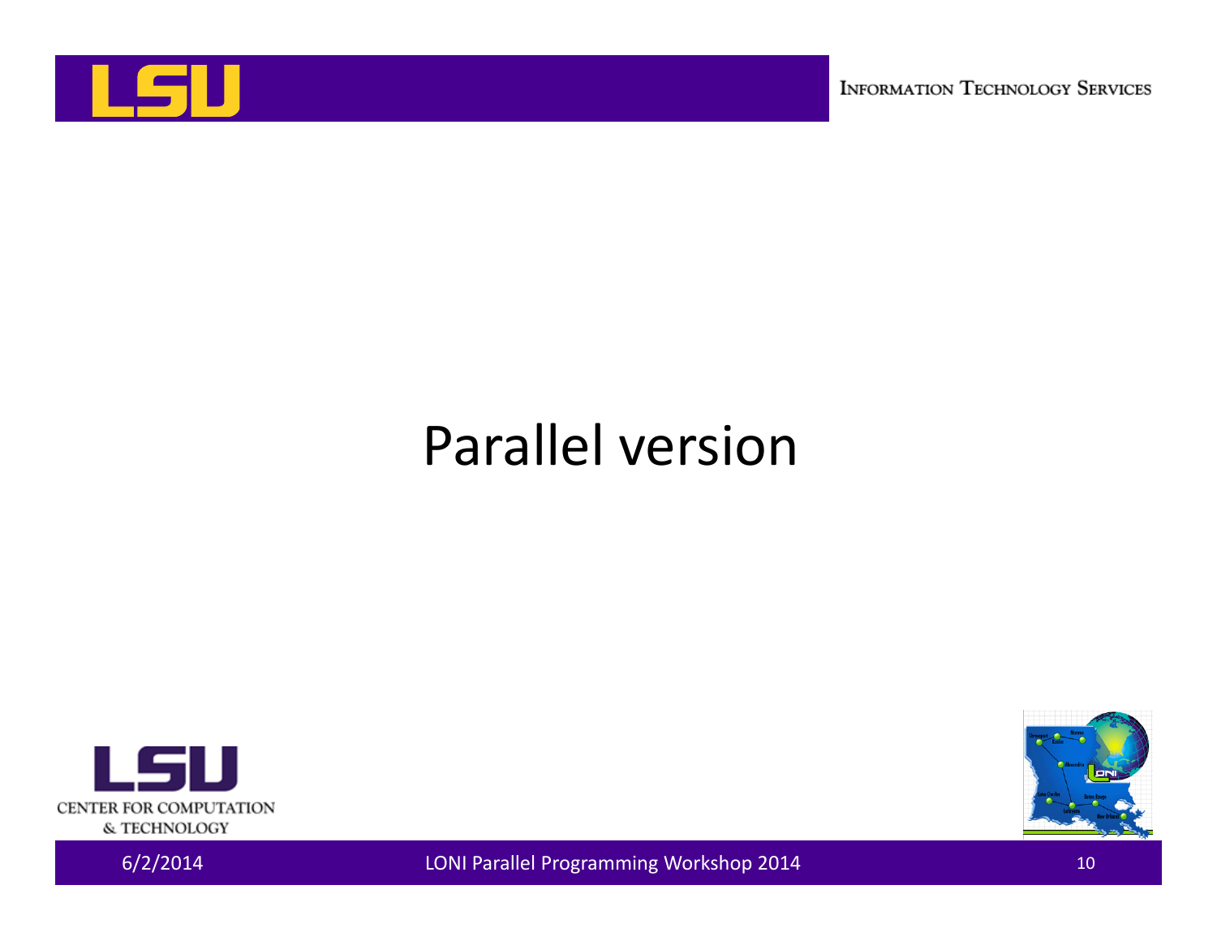# Parallel version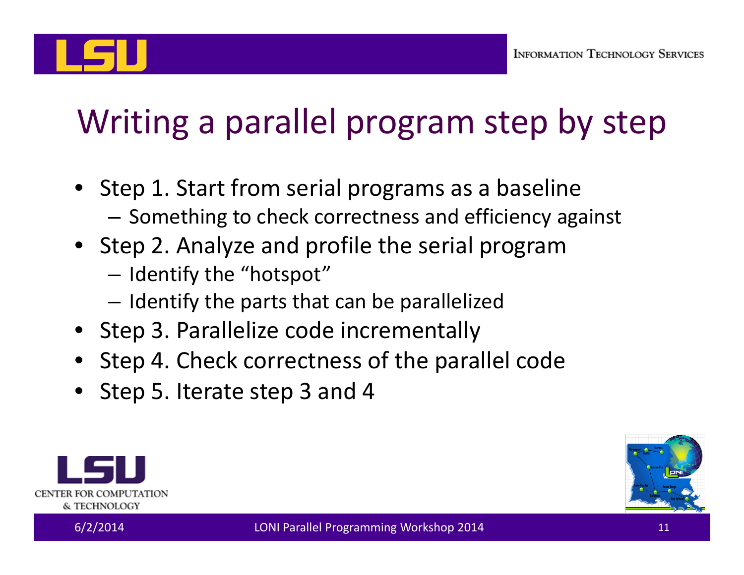# Writing a parallel program step by step

- Step 1. Start from serial programs as a baseline
  - Something to check correctness and efficiency against
- Step 2. Analyze and profile the serial program
  - Identify the "hotspot"
  - Identify the parts that can be parallelized
- Step 3. Parallelize code incrementally
- Step 4. Check correctness of the parallel code
- Step 5. Iterate step 3 and 4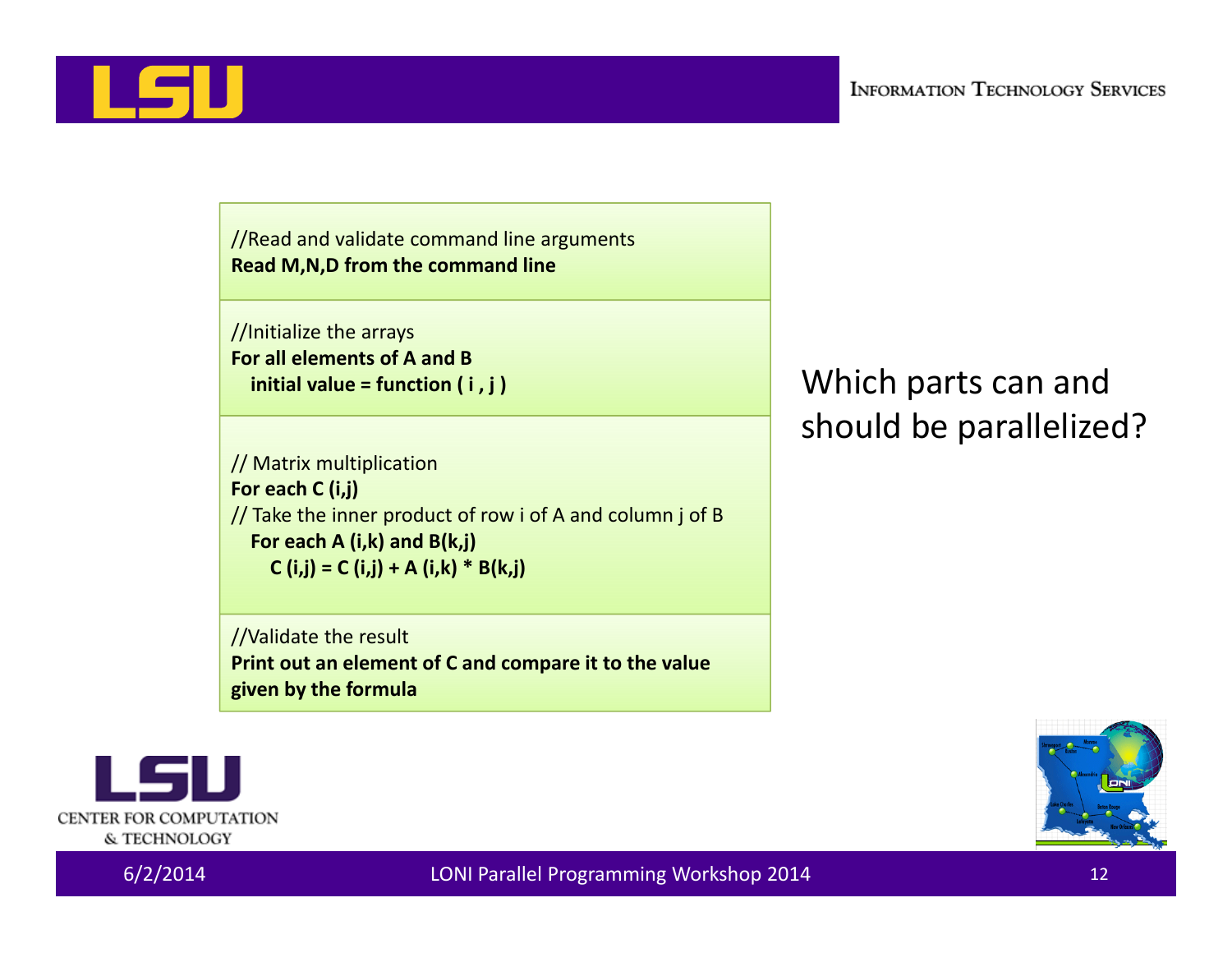```
//Read and validate command line arguments
Read M,N,D from the command line
```

```
//Initialize the arrays
For all elements of A and B
   initial value = function ( i , j )
```

```
// Matrix multiplication
For each C (i,j)
// Take the inner product of row i of A and column j of B
   For each A (i,k) and B(k,j)
      C (i,j) = C (i,j) + A (i,k) * B(k,j)
```

```
//Validate the result
Print out an element of C and compare it to the value
given by the formula
```

Which parts can and should be parallelized?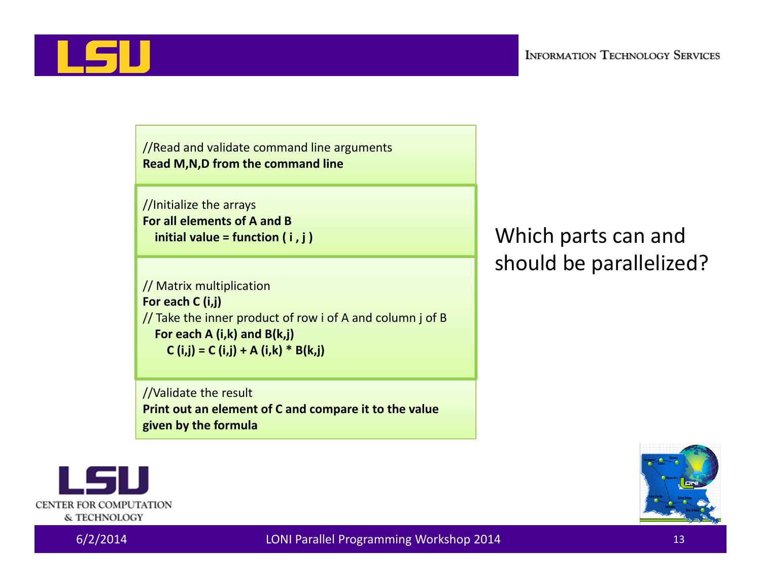```
//Read and validate command line arguments
Read M,N,D from the command line

//Initialize the arrays
For all elements of A and B
   initial value = function ( i , j )

// Matrix multiplication
For each C (i,j)
// Take the inner product of row i of A and column j of B
   For each A (i,k) and B(k,j)
      C (i,j) = C (i,j) + A (i,k) * B(k,j)

//Validate the result
Print out an element of C and compare it to the value
given by the formula
```

Which parts can and should be parallelized?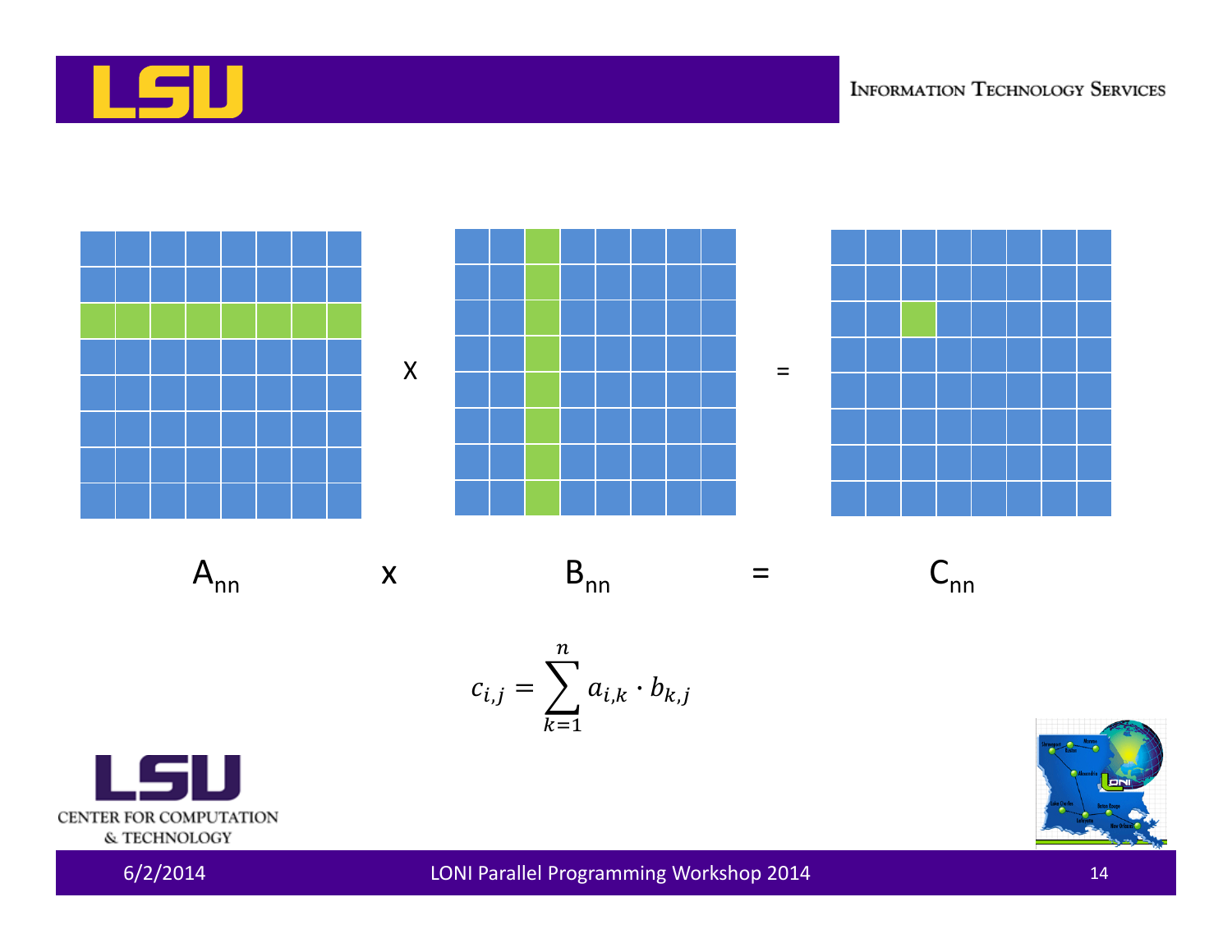X =

$A_{nn}$ x $B_{nn}$ = $C_{nn}$

$$c_{i,j} = \sum_{k=1}^{n} a_{i,k} \cdot b_{k,j}$$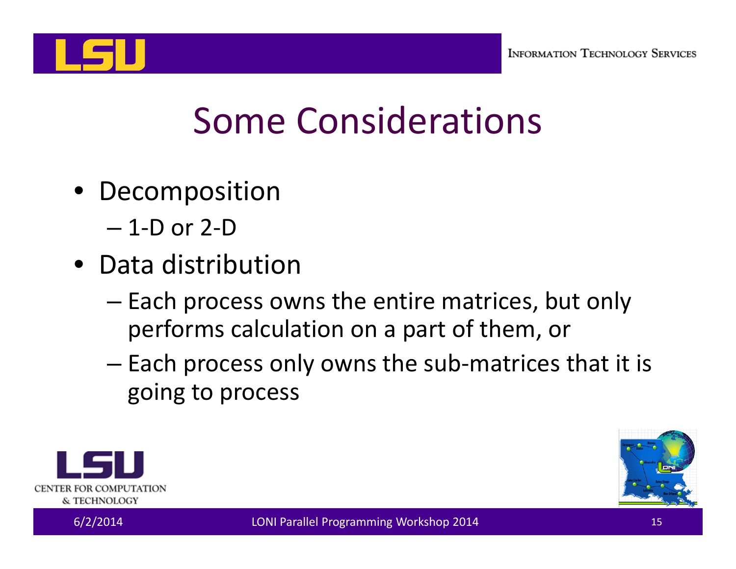# Some Considerations

- Decomposition
  - 1-D or 2-D
- Data distribution
  - Each process owns the entire matrices, but only performs calculation on a part of them, or
  - Each process only owns the sub-matrices that it is going to process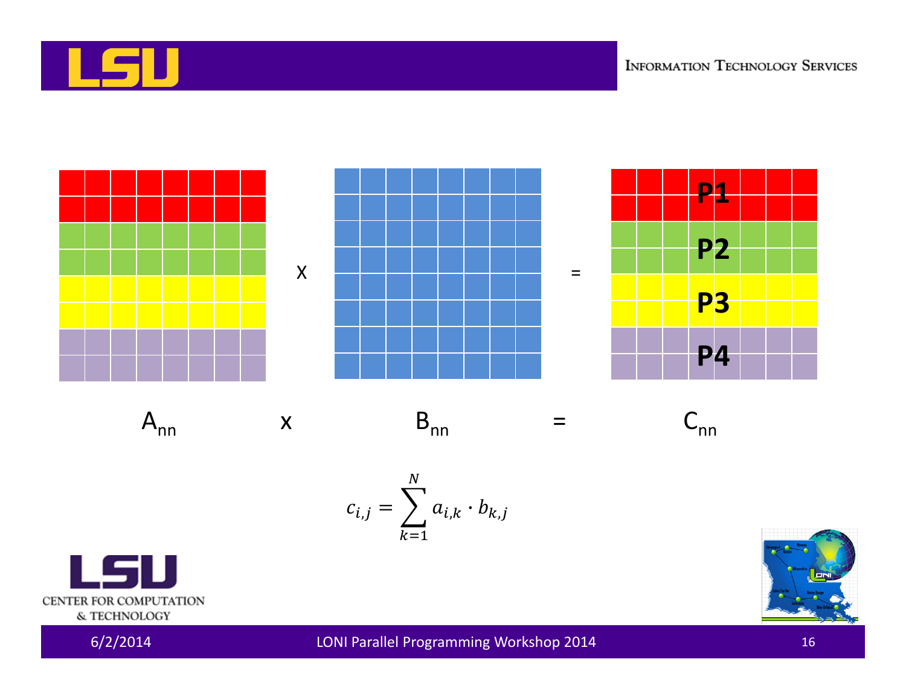P1

P2

P3

P4

$A_{nn}$ x $B_{nn}$ = $C_{nn}$

$$c_{i,j} = \sum_{k=1}^{N} a_{i,k} \cdot b_{k,j}$$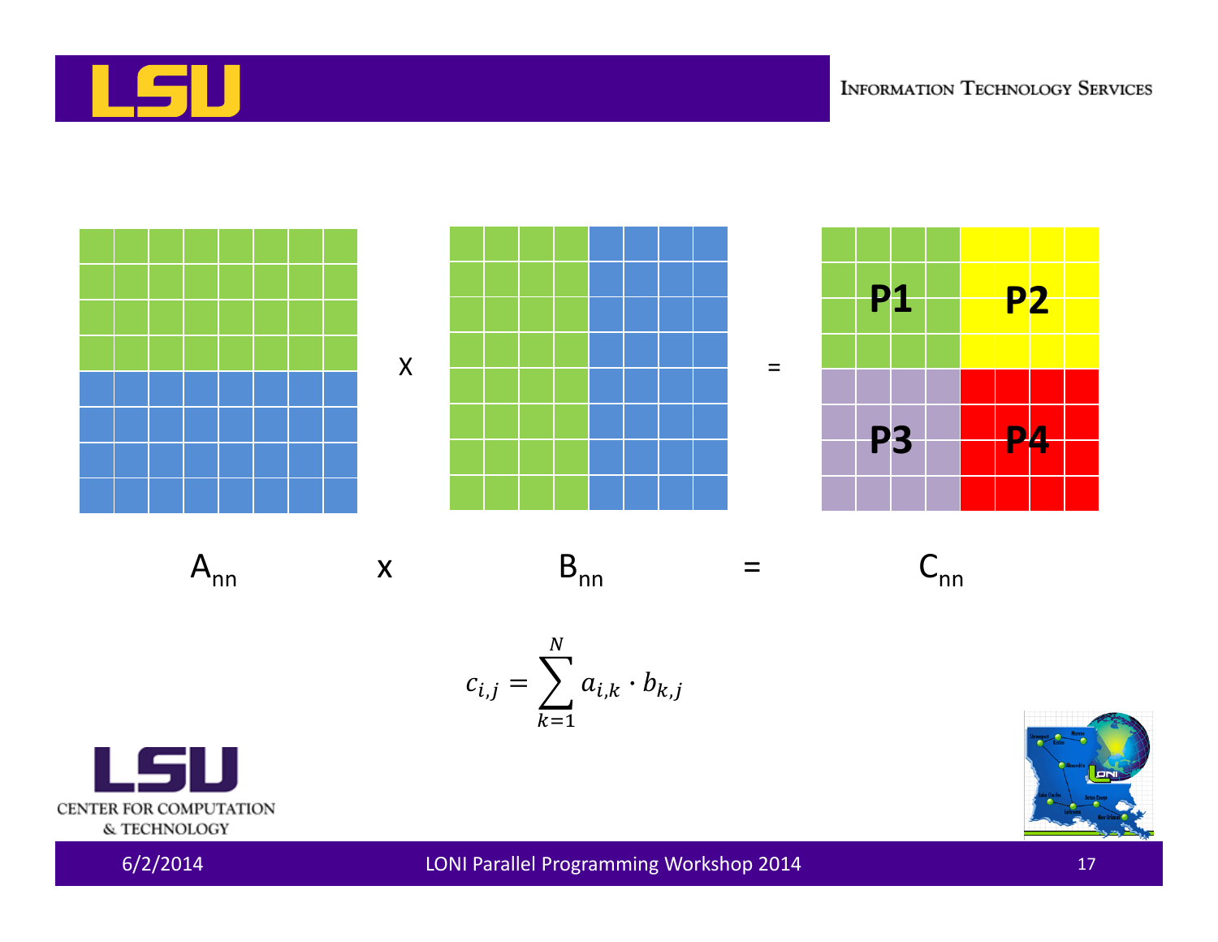P1 P2

P3 P4

$A_{nn}$ x $B_{nn}$ = $C_{nn}$

$$c_{i,j} = \sum_{k=1}^{N} a_{i,k} \cdot b_{k,j}$$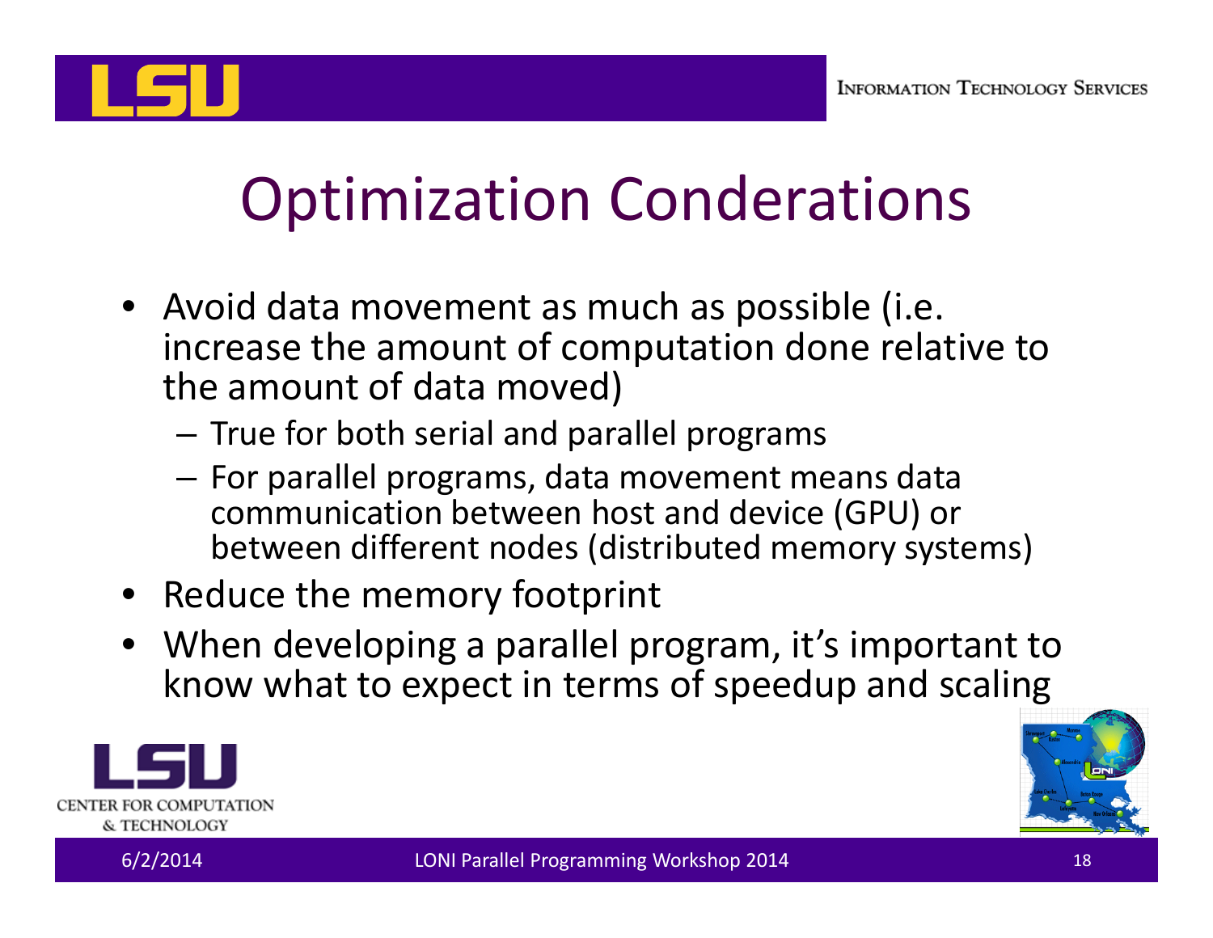# Optimization Conderations

- Avoid data movement as much as possible (i.e. increase the amount of computation done relative to the amount of data moved)
  - True for both serial and parallel programs
  - For parallel programs, data movement means data communication between host and device (GPU) or between different nodes (distributed memory systems)
- Reduce the memory footprint
- When developing a parallel program, it's important to know what to expect in terms of speedup and scaling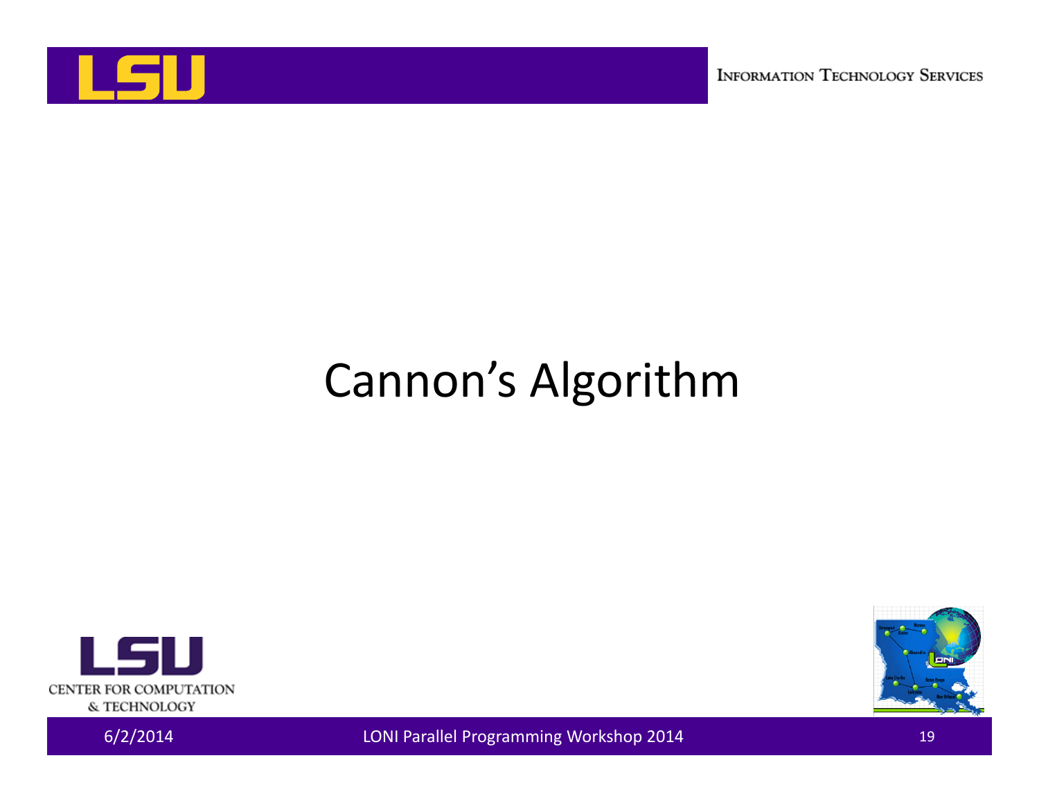# Cannon's Algorithm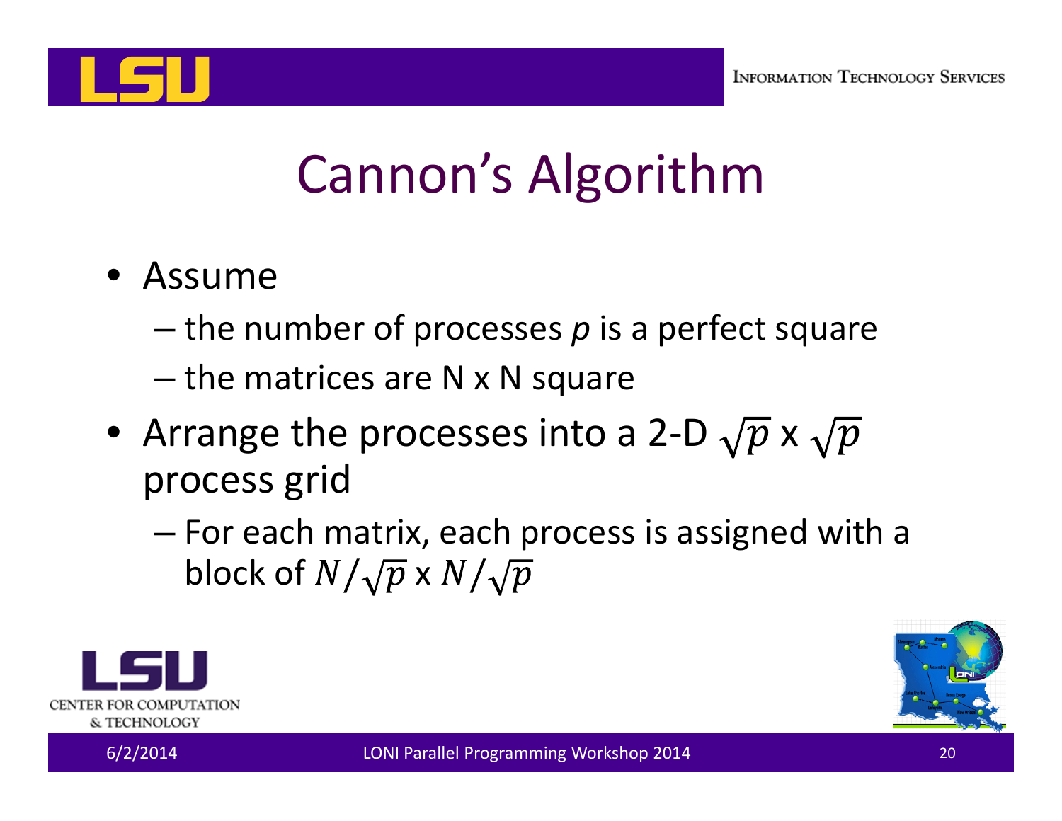# Cannon's Algorithm

- Assume
  - the number of processes *p* is a perfect square
  - the matrices are N x N square
- Arrange the processes into a 2-D $\sqrt{p}$ x $\sqrt{p}$ process grid
  - For each matrix, each process is assigned with a block of $N/\sqrt{p}$ x $N/\sqrt{p}$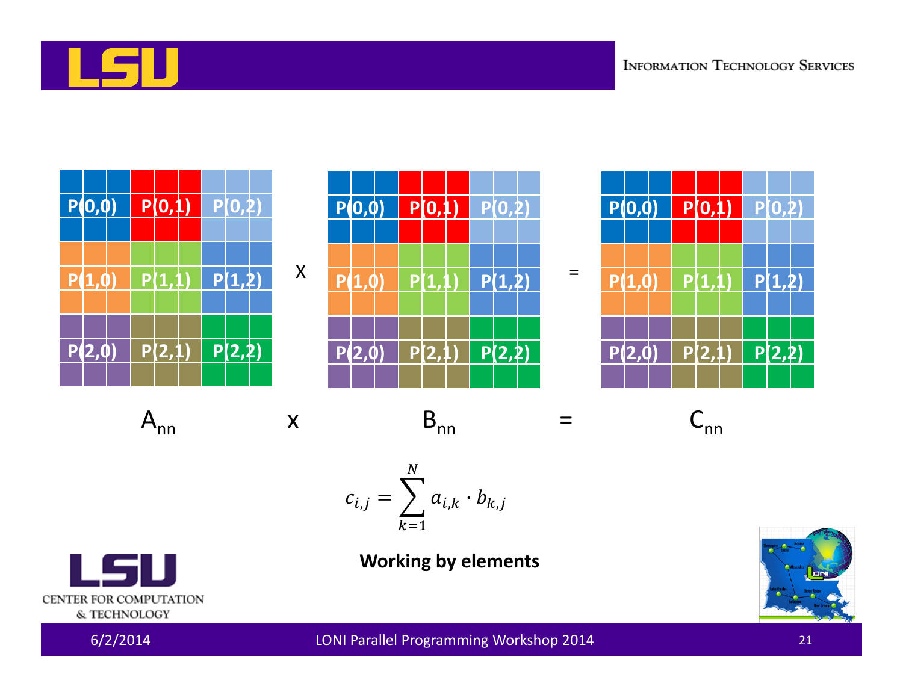| P(0,0) | P(0,1) | P(0,2) |
| --- | --- | --- |
| P(1,0) | P(1,1) | P(1,2) |
| P(2,0) | P(2,1) | P(2,2) |

X

| P(0,0) | P(0,1) | P(0,2) |
| --- | --- | --- |
| P(1,0) | P(1,1) | P(1,2) |
| P(2,0) | P(2,1) | P(2,2) |

=

| P(0,0) | P(0,1) | P(0,2) |
| --- | --- | --- |
| P(1,0) | P(1,1) | P(1,2) |
| P(2,0) | P(2,1) | P(2,2) |

$A_{nn}$ x $B_{nn}$ = $C_{nn}$

$$c_{i,j} = \sum_{k=1}^{N} a_{i,k} \cdot b_{k,j}$$

**Working by elements**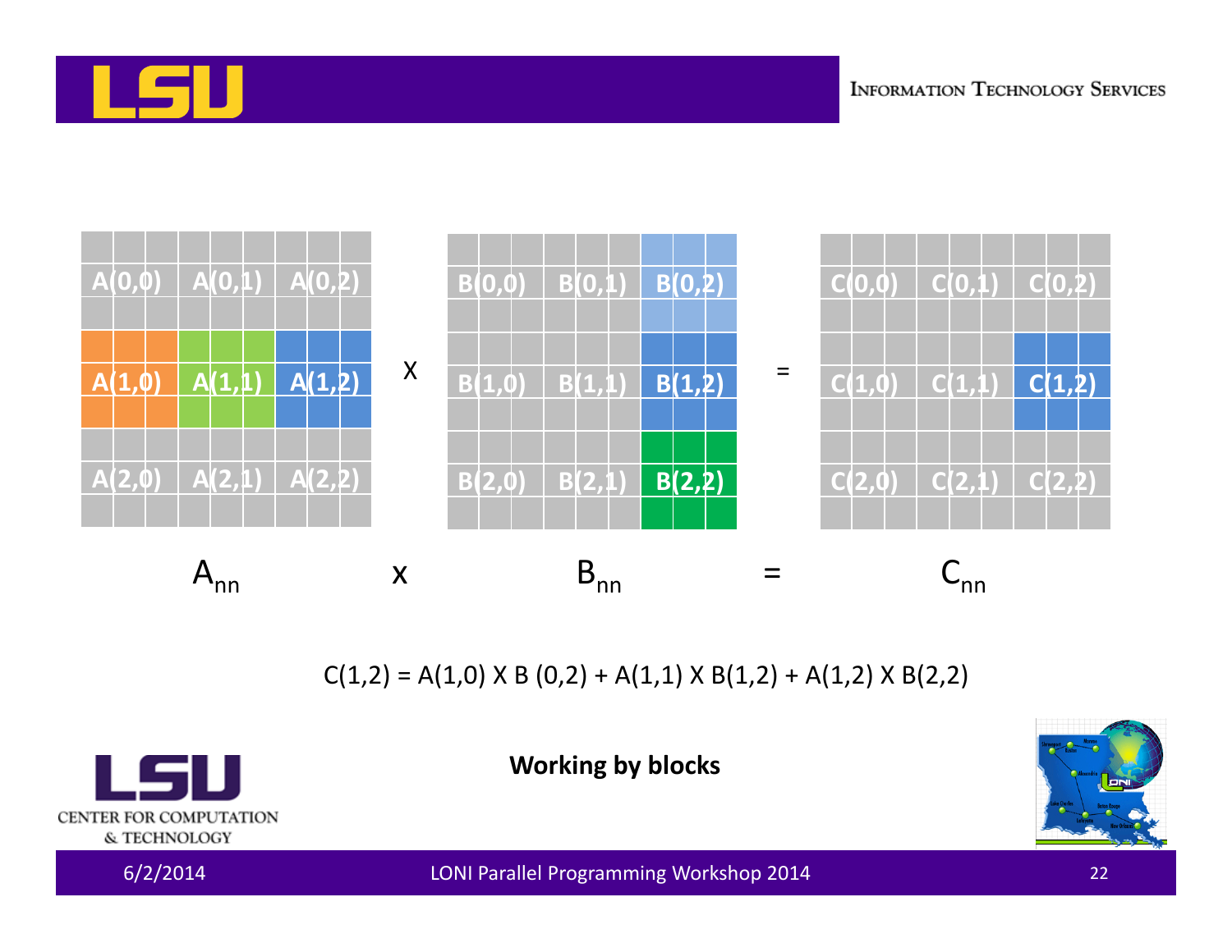| A(0,0) | A(0,1) | A(0,2) |
| --- | --- | --- |
| A(1,0) | A(1,1) | A(1,2) |
| A(2,0) | A(2,1) | A(2,2) |

X

| B(0,0) | B(0,1) | B(0,2) |
| --- | --- | --- |
| B(1,0) | B(1,1) | B(1,2) |
| B(2,0) | B(2,1) | B(2,2) |

=

| C(0,0) | C(0,1) | C(0,2) |
| --- | --- | --- |
| C(1,0) | C(1,1) | C(1,2) |
| C(2,0) | C(2,1) | C(2,2) |

$A_{nn}$ x $B_{nn}$ = $C_{nn}$

C(1,2) = A(1,0) X B (0,2) + A(1,1) X B(1,2) + A(1,2) X B(2,2)

**Working by blocks**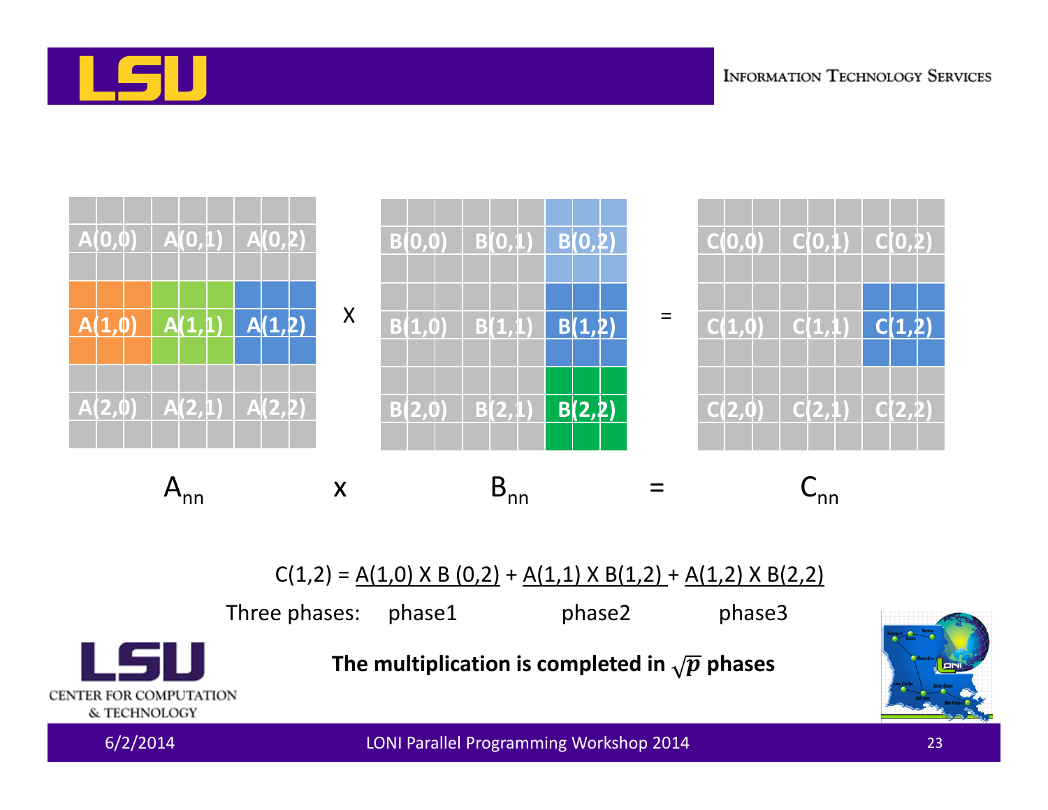| A(0,0) | A(0,1) | A(0,2) |
| --- | --- | --- |
| A(1,0) | A(1,1) | A(1,2) |
| A(2,0) | A(2,1) | A(2,2) |

X

| B(0,0) | B(0,1) | B(0,2) |
| --- | --- | --- |
| B(1,0) | B(1,1) | B(1,2) |
| B(2,0) | B(2,1) | B(2,2) |

=

| C(0,0) | C(0,1) | C(0,2) |
| --- | --- | --- |
| C(1,0) | C(1,1) | C(1,2) |
| C(2,0) | C(2,1) | C(2,2) |

$A_{nn}$ x $B_{nn}$ = $C_{nn}$

C(1,2) = A(1,0) X B (0,2) + A(1,1) X B(1,2) + A(1,2) X B(2,2)

Three phases: phase1 phase2 phase3

**The multiplication is completed in $\sqrt{p}$ phases**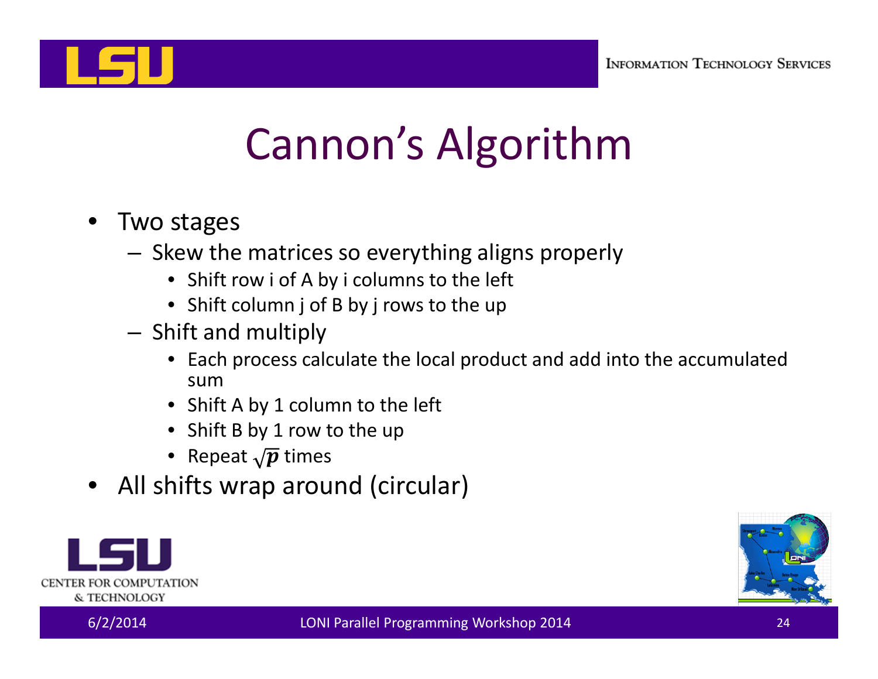# Cannon's Algorithm

- Two stages
  - Skew the matrices so everything aligns properly
    - Shift row i of A by i columns to the left
    - Shift column j of B by j rows to the up
  - Shift and multiply
    - Each process calculate the local product and add into the accumulated sum
    - Shift A by 1 column to the left
    - Shift B by 1 row to the up
    - Repeat $\sqrt{p}$ times
- All shifts wrap around (circular)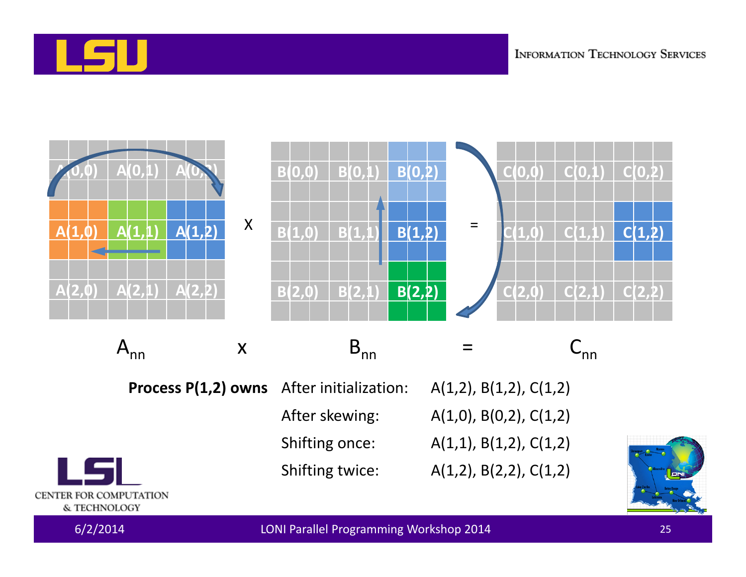| A(0,0) | A(0,1) | A(0,2) |
|---|---|---|
| A(1,0) | A(1,1) | A(1,2) |
| A(2,0) | A(2,1) | A(2,2) |

X

| B(0,0) | B(0,1) | B(0,2) |
|---|---|---|
| B(1,0) | B(1,1) | B(1,2) |
| B(2,0) | B(2,1) | B(2,2) |

=

| C(0,0) | C(0,1) | C(0,2) |
|---|---|---|
| C(1,0) | C(1,1) | C(1,2) |
| C(2,0) | C(2,1) | C(2,2) |

$A_{nn}$ x $B_{nn}$ = $C_{nn}$

| **Process P(1,2) owns** | | |
|---|---|---|
| | After initialization: | A(1,2), B(1,2), C(1,2) |
| | After skewing: | A(1,0), B(0,2), C(1,2) |
| | Shifting once: | A(1,1), B(1,2), C(1,2) |
| | Shifting twice: | A(1,2), B(2,2), C(1,2) |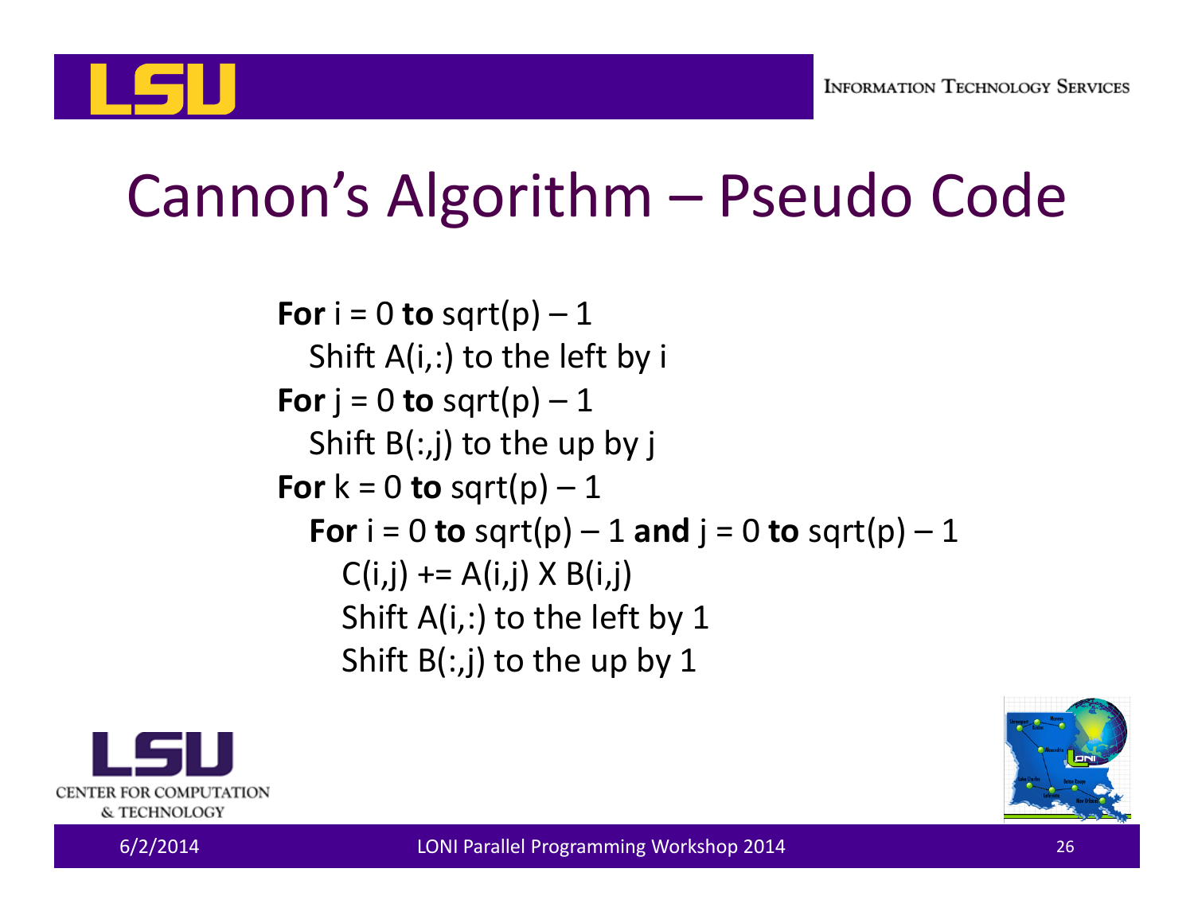# Cannon's Algorithm – Pseudo Code

```
For i = 0 to sqrt(p) – 1
   Shift A(i,:) to the left by i
For j = 0 to sqrt(p) – 1
   Shift B(:,j) to the up by j
For k = 0 to sqrt(p) – 1
   For i = 0 to sqrt(p) – 1 and j = 0 to sqrt(p) – 1
      C(i,j) += A(i,j) X B(i,j)
      Shift A(i,:) to the left by 1
      Shift B(:,j) to the up by 1
```